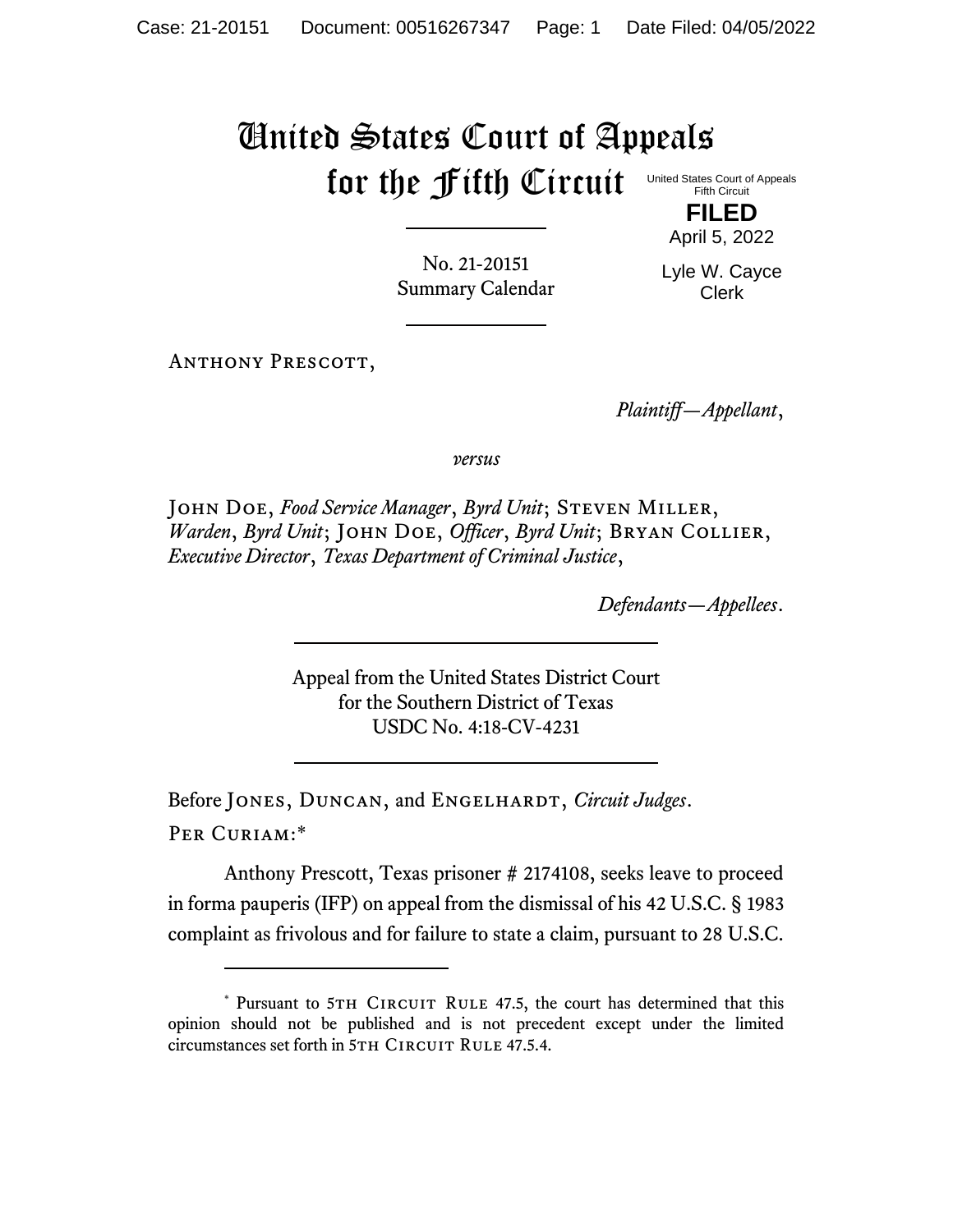# United States Court of Appeals for the Fifth Circuit

United States Court of Appeals
Fifth Circuit

**FILED**

April 5, 2022

Lyle W. Cayce
Clerk

No. 21-20151
Summary Calendar

---

Anthony Prescott,

*Plaintiff—Appellant*,

*versus*

John Doe, *Food Service Manager*, *Byrd Unit*; Steven Miller, *Warden*, *Byrd Unit*; John Doe, *Officer*, *Byrd Unit*; Bryan Collier, *Executive Director*, *Texas Department of Criminal Justice*,

*Defendants—Appellees*.

---

Appeal from the United States District Court
for the Southern District of Texas
USDC No. 4:18-CV-4231

---

Before Jones, Duncan, and Engelhardt, *Circuit Judges*.

Per Curiam:*

Anthony Prescott, Texas prisoner # 2174108, seeks leave to proceed in forma pauperis (IFP) on appeal from the dismissal of his 42 U.S.C. § 1983 complaint as frivolous and for failure to state a claim, pursuant to 28 U.S.C.

---

\* Pursuant to 5th Circuit Rule 47.5, the court has determined that this opinion should not be published and is not precedent except under the limited circumstances set forth in 5th Circuit Rule 47.5.4.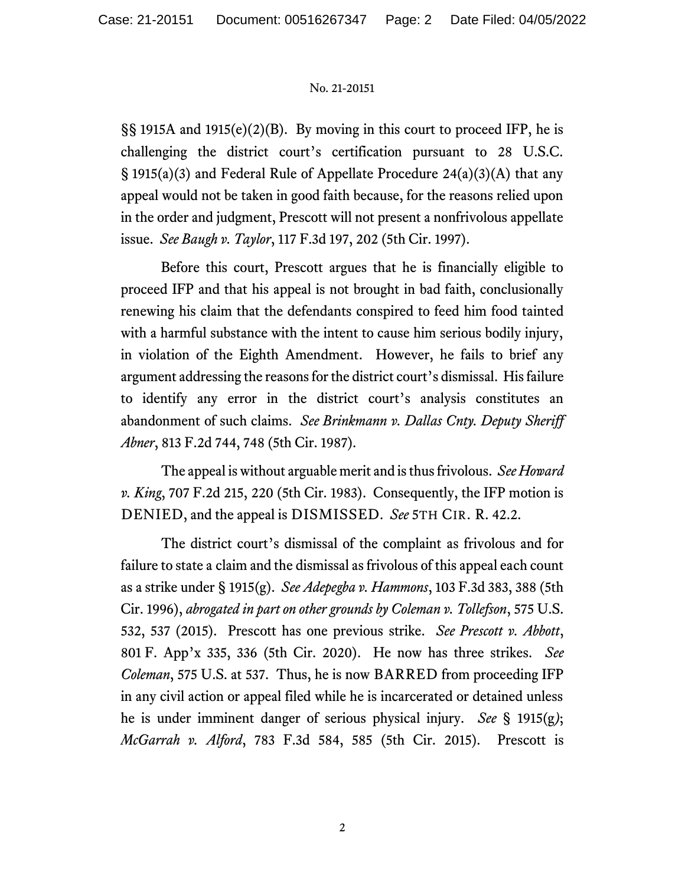§§ 1915A and 1915(e)(2)(B). By moving in this court to proceed IFP, he is challenging the district court's certification pursuant to 28 U.S.C. § 1915(a)(3) and Federal Rule of Appellate Procedure 24(a)(3)(A) that any appeal would not be taken in good faith because, for the reasons relied upon in the order and judgment, Prescott will not present a nonfrivolous appellate issue. *See Baugh v. Taylor*, 117 F.3d 197, 202 (5th Cir. 1997).

Before this court, Prescott argues that he is financially eligible to proceed IFP and that his appeal is not brought in bad faith, conclusionally renewing his claim that the defendants conspired to feed him food tainted with a harmful substance with the intent to cause him serious bodily injury, in violation of the Eighth Amendment. However, he fails to brief any argument addressing the reasons for the district court's dismissal. His failure to identify any error in the district court's analysis constitutes an abandonment of such claims. *See Brinkmann v. Dallas Cnty. Deputy Sheriff Abner*, 813 F.2d 744, 748 (5th Cir. 1987).

The appeal is without arguable merit and is thus frivolous. *See Howard v. King*, 707 F.2d 215, 220 (5th Cir. 1983). Consequently, the IFP motion is DENIED, and the appeal is DISMISSED. *See* 5TH CIR. R. 42.2.

The district court's dismissal of the complaint as frivolous and for failure to state a claim and the dismissal as frivolous of this appeal each count as a strike under § 1915(g). *See Adepegba v. Hammons*, 103 F.3d 383, 388 (5th Cir. 1996), *abrogated in part on other grounds by Coleman v. Tollefson*, 575 U.S. 532, 537 (2015). Prescott has one previous strike. *See Prescott v. Abbott*, 801 F. App'x 335, 336 (5th Cir. 2020). He now has three strikes. *See Coleman*, 575 U.S. at 537. Thus, he is now BARRED from proceeding IFP in any civil action or appeal filed while he is incarcerated or detained unless he is under imminent danger of serious physical injury. *See* § 1915(g); *McGarrah v. Alford*, 783 F.3d 584, 585 (5th Cir. 2015). Prescott is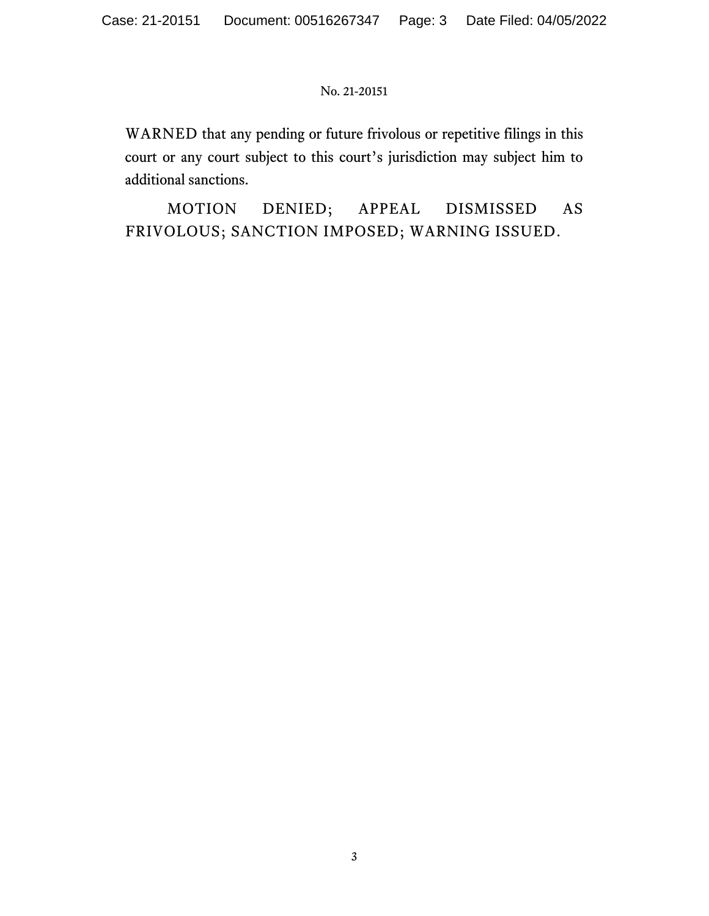WARNED that any pending or future frivolous or repetitive filings in this court or any court subject to this court's jurisdiction may subject him to additional sanctions.

MOTION DENIED; APPEAL DISMISSED AS FRIVOLOUS; SANCTION IMPOSED; WARNING ISSUED.